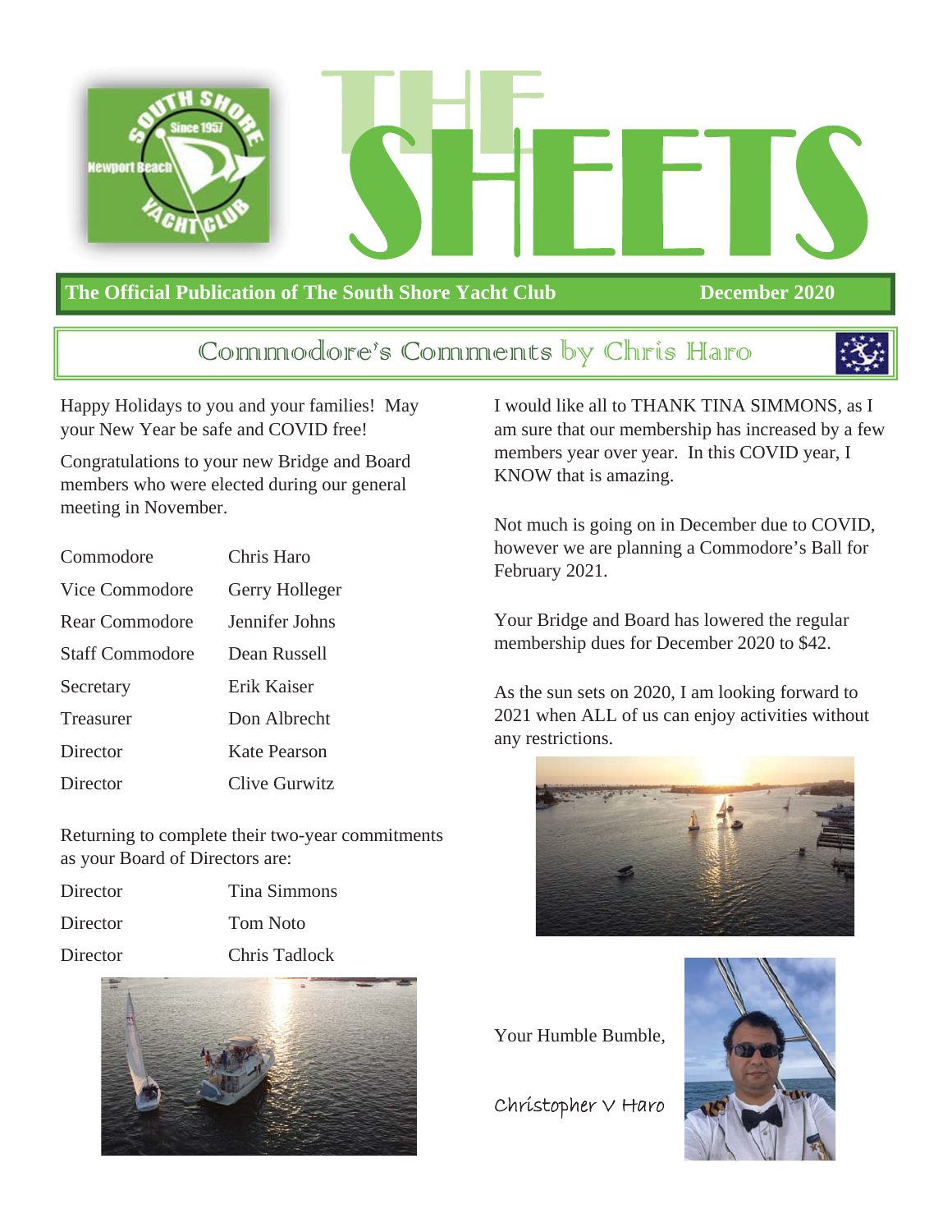# THE SHEETS

**The Official Publication of The South Shore Yacht Club** — **December 2020**

## Commodore's Comments by Chris Haro

Happy Holidays to you and your families! May your New Year be safe and COVID free!

Congratulations to your new Bridge and Board members who were elected during our general meeting in November.

| | |
|---|---|
| Commodore | Chris Haro |
| Vice Commodore | Gerry Holleger |
| Rear Commodore | Jennifer Johns |
| Staff Commodore | Dean Russell |
| Secretary | Erik Kaiser |
| Treasurer | Don Albrecht |
| Director | Kate Pearson |
| Director | Clive Gurwitz |

Returning to complete their two-year commitments as your Board of Directors are:

| | |
|---|---|
| Director | Tina Simmons |
| Director | Tom Noto |
| Director | Chris Tadlock |

I would like all to THANK TINA SIMMONS, as I am sure that our membership has increased by a few members year over year. In this COVID year, I KNOW that is amazing.

Not much is going on in December due to COVID, however we are planning a Commodore's Ball for February 2021.

Your Bridge and Board has lowered the regular membership dues for December 2020 to $42.

As the sun sets on 2020, I am looking forward to 2021 when ALL of us can enjoy activities without any restrictions.

Your Humble Bumble,

Christopher V Haro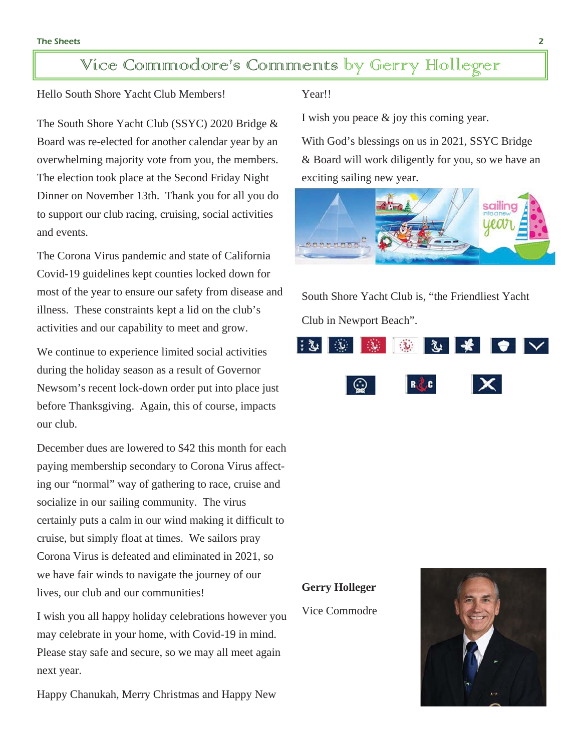# Vice Commodore's Comments by Gerry Holleger

Hello South Shore Yacht Club Members!

The South Shore Yacht Club (SSYC) 2020 Bridge & Board was re-elected for another calendar year by an overwhelming majority vote from you, the members. The election took place at the Second Friday Night Dinner on November 13th. Thank you for all you do to support our club racing, cruising, social activities and events.

The Corona Virus pandemic and state of California Covid-19 guidelines kept counties locked down for most of the year to ensure our safety from disease and illness. These constraints kept a lid on the club's activities and our capability to meet and grow.

We continue to experience limited social activities during the holiday season as a result of Governor Newsom's recent lock-down order put into place just before Thanksgiving. Again, this of course, impacts our club.

December dues are lowered to $42 this month for each paying membership secondary to Corona Virus affecting our "normal" way of gathering to race, cruise and socialize in our sailing community. The virus certainly puts a calm in our wind making it difficult to cruise, but simply float at times. We sailors pray Corona Virus is defeated and eliminated in 2021, so we have fair winds to navigate the journey of our lives, our club and our communities!

I wish you all happy holiday celebrations however you may celebrate in your home, with Covid-19 in mind. Please stay safe and secure, so we may all meet again next year.

Happy Chanukah, Merry Christmas and Happy New Year!!

I wish you peace & joy this coming year.

With God's blessings on us in 2021, SSYC Bridge & Board will work diligently for you, so we have an exciting sailing new year.

South Shore Yacht Club is, "the Friendliest Yacht Club in Newport Beach".

**Gerry Holleger**

Vice Commodre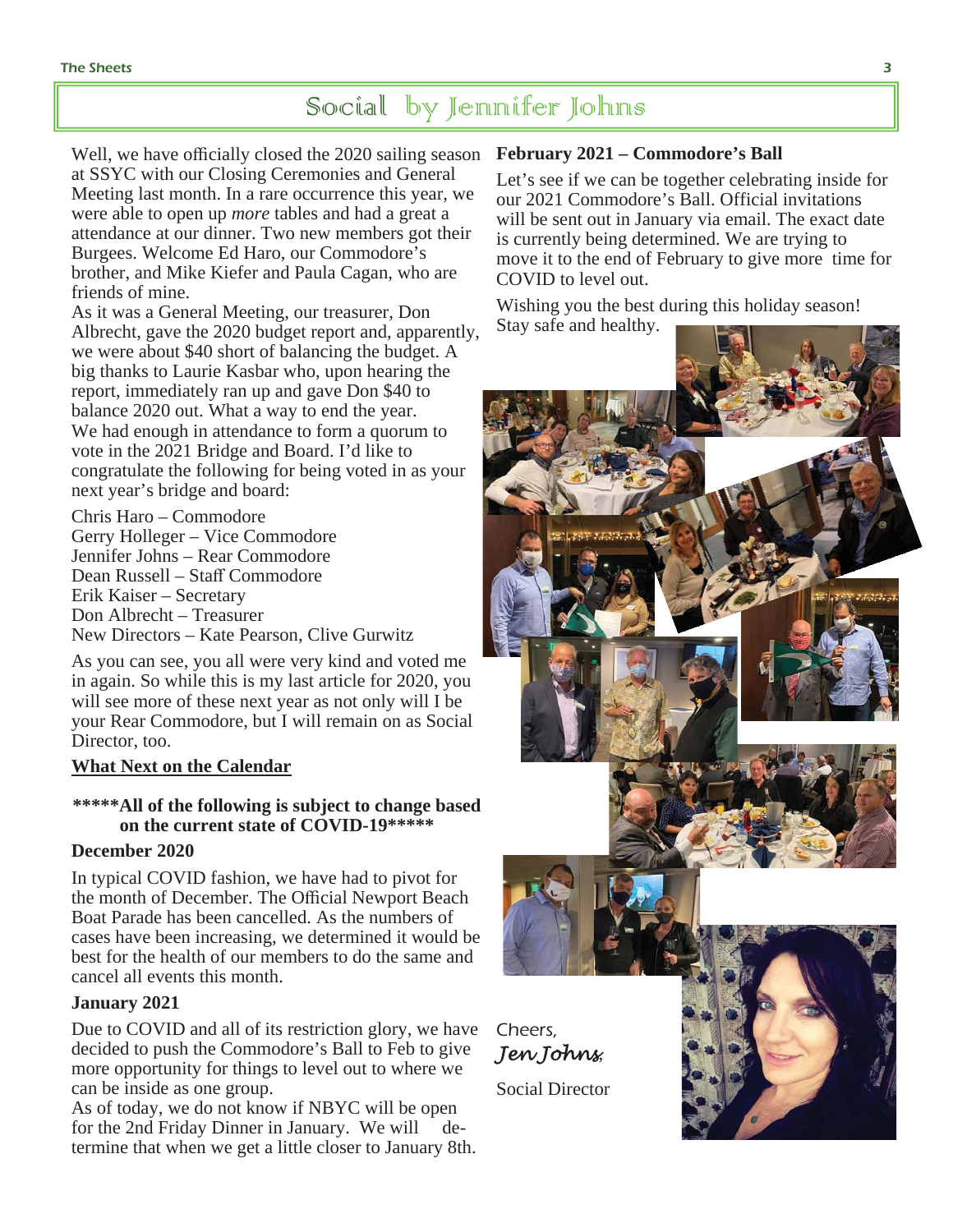# Social by Jennifer Johns

Well, we have officially closed the 2020 sailing season at SSYC with our Closing Ceremonies and General Meeting last month. In a rare occurrence this year, we were able to open up *more* tables and had a great attendance at our dinner. Two new members got their Burgees. Welcome Ed Haro, our Commodore's brother, and Mike Kiefer and Paula Cagan, who are friends of mine.

As it was a General Meeting, our treasurer, Don Albrecht, gave the 2020 budget report and, apparently, we were about $40 short of balancing the budget. A big thanks to Laurie Kasbar who, upon hearing the report, immediately ran up and gave Don $40 to balance 2020 out. What a way to end the year.

We had enough in attendance to form a quorum to vote in the 2021 Bridge and Board. I'd like to congratulate the following for being voted in as your next year's bridge and board:

Chris Haro – Commodore
Gerry Holleger – Vice Commodore
Jennifer Johns – Rear Commodore
Dean Russell – Staff Commodore
Erik Kaiser – Secretary
Don Albrecht – Treasurer
New Directors – Kate Pearson, Clive Gurwitz

As you can see, you all were very kind and voted me in again. So while this is my last article for 2020, you will see more of these next year as not only will I be your Rear Commodore, but I will remain on as Social Director, too.

**<u>What Next on the Calendar</u>**

**\*\*\*\*\*All of the following is subject to change based on the current state of COVID-19\*\*\*\*\***

**December 2020**

In typical COVID fashion, we have had to pivot for the month of December. The Official Newport Beach Boat Parade has been cancelled. As the numbers of cases have been increasing, we determined it would be best for the health of our members to do the same and cancel all events this month.

**January 2021**

Due to COVID and all of its restriction glory, we have decided to push the Commodore's Ball to Feb to give more opportunity for things to level out to where we can be inside as one group.

As of today, we do not know if NBYC will be open for the 2nd Friday Dinner in January. We will determine that when we get a little closer to January 8th.

**February 2021 – Commodore's Ball**

Let's see if we can be together celebrating inside for our 2021 Commodore's Ball. Official invitations will be sent out in January via email. The exact date is currently being determined. We are trying to move it to the end of February to give more time for COVID to level out.

Wishing you the best during this holiday season! Stay safe and healthy.

Cheers,
*Jen Johns*
Social Director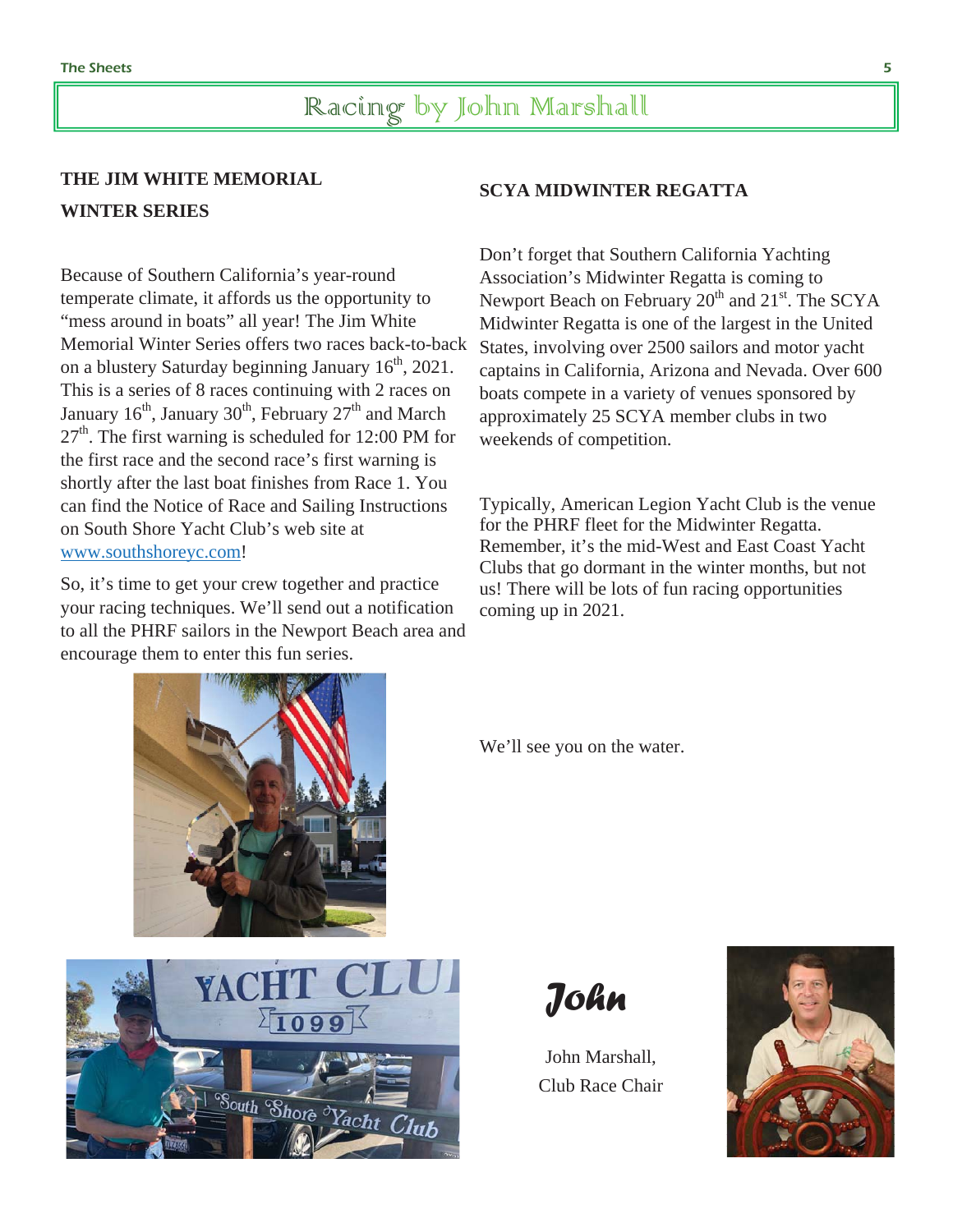# Racing by John Marshall

## THE JIM WHITE MEMORIAL WINTER SERIES

Because of Southern California's year-round temperate climate, it affords us the opportunity to "mess around in boats" all year! The Jim White Memorial Winter Series offers two races back-to-back on a blustery Saturday beginning January 16th, 2021. This is a series of 8 races continuing with 2 races on January 16th, January 30th, February 27th and March 27th. The first warning is scheduled for 12:00 PM for the first race and the second race's first warning is shortly after the last boat finishes from Race 1. You can find the Notice of Race and Sailing Instructions on South Shore Yacht Club's web site at www.southshoreyc.com!

So, it's time to get your crew together and practice your racing techniques. We'll send out a notification to all the PHRF sailors in the Newport Beach area and encourage them to enter this fun series.

## SCYA MIDWINTER REGATTA

Don't forget that Southern California Yachting Association's Midwinter Regatta is coming to Newport Beach on February 20th and 21st. The SCYA Midwinter Regatta is one of the largest in the United States, involving over 2500 sailors and motor yacht captains in California, Arizona and Nevada. Over 600 boats compete in a variety of venues sponsored by approximately 25 SCYA member clubs in two weekends of competition.

Typically, American Legion Yacht Club is the venue for the PHRF fleet for the Midwinter Regatta. Remember, it's the mid-West and East Coast Yacht Clubs that go dormant in the winter months, but not us! There will be lots of fun racing opportunities coming up in 2021.

We'll see you on the water.

*John*

John Marshall,
Club Race Chair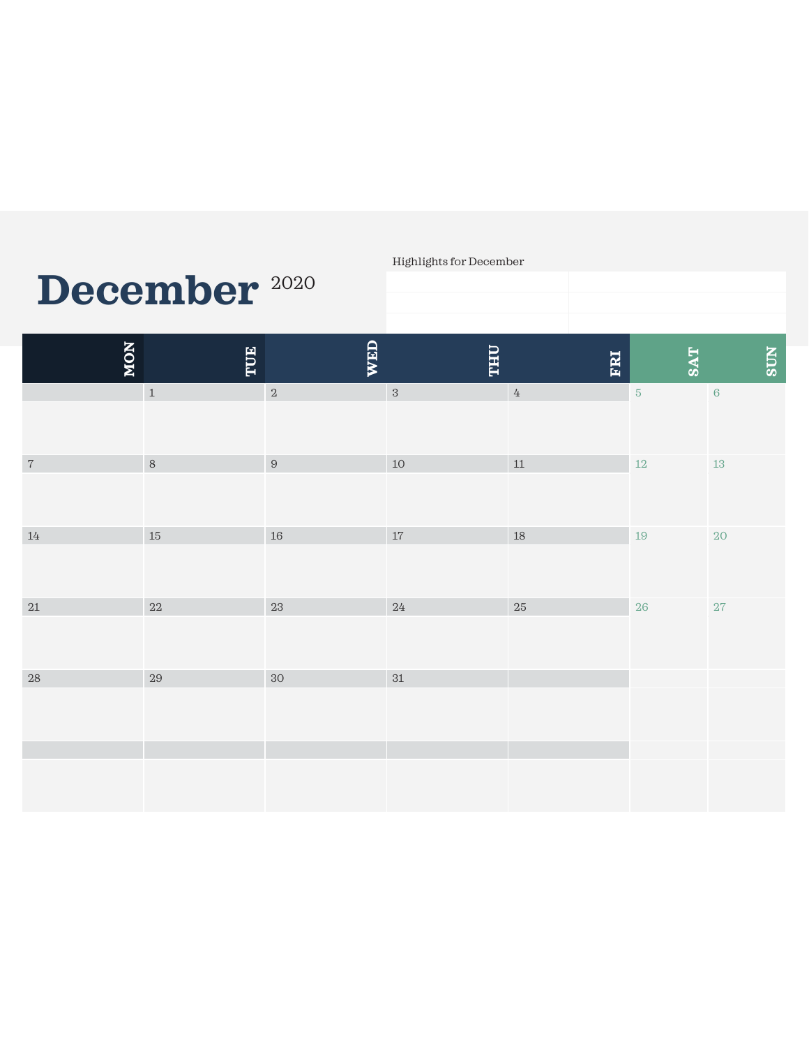# December 2020

Highlights for December

| | |
|---|---|
| | |
| | |
| | |

| MON | TUE | WED | THU | FRI | SAT | SUN |
|---|---|---|---|---|---|---|
| | 1 | 2 | 3 | 4 | 5 | 6 |
| 7 | 8 | 9 | 10 | 11 | 12 | 13 |
| 14 | 15 | 16 | 17 | 18 | 19 | 20 |
| 21 | 22 | 23 | 24 | 25 | 26 | 27 |
| 28 | 29 | 30 | 31 | | | |
| | | | | | | |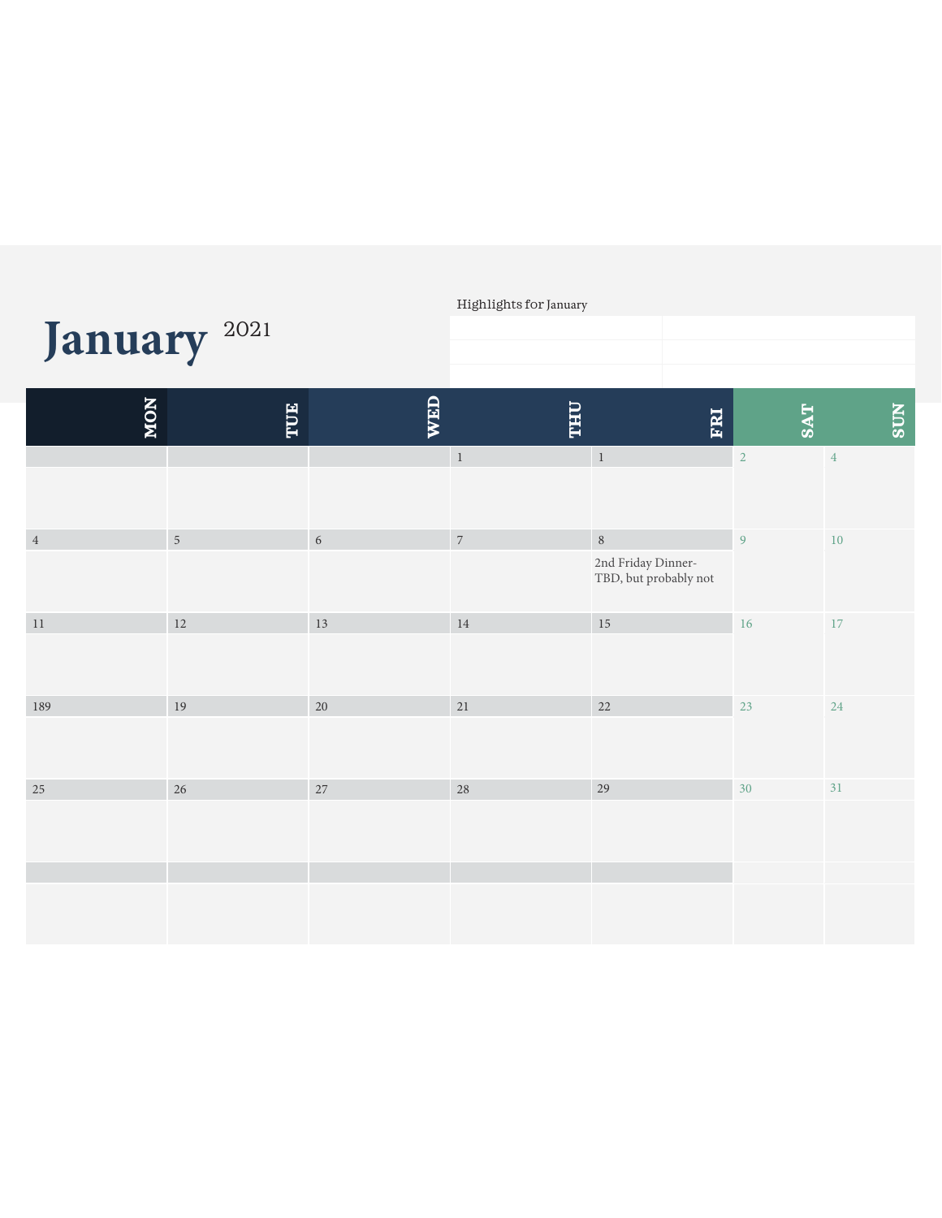# January 2021

Highlights for January

| | |
|---|---|
| | |
| | |
| | |

| MON | TUE | WED | THU | FRI | SAT | SUN |
|---|---|---|---|---|---|---|
| | | | 1 | 1 | 2 | 4 |
| 4 | 5 | 6 | 7 | 8<br>2nd Friday Dinner-TBD, but probably not | 9 | 10 |
| 11 | 12 | 13 | 14 | 15 | 16 | 17 |
| 189 | 19 | 20 | 21 | 22 | 23 | 24 |
| 25 | 26 | 27 | 28 | 29 | 30 | 31 |
| | | | | | | |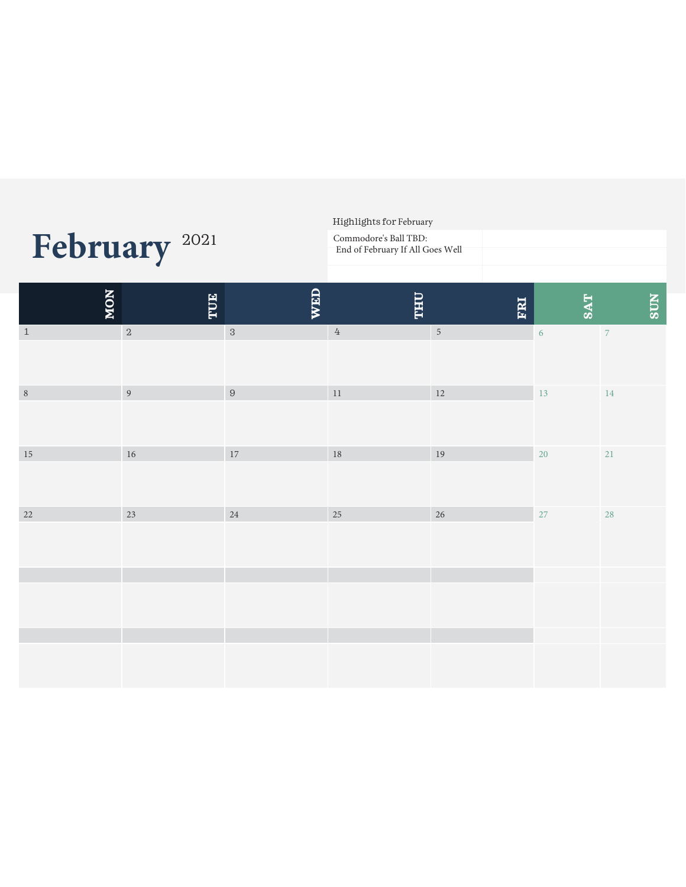# February 2021

Highlights for February

| | |
|---|---|
| Commodore's Ball TBD: End of February If All Goes Well | |
| | |
| | |

| MON | TUE | WED | THU | FRI | SAT | SUN |
|---|---|---|---|---|---|---|
| 1 | 2 | 3 | 4 | 5 | 6 | 7 |
| 8 | 9 | 9 | 11 | 12 | 13 | 14 |
| 15 | 16 | 17 | 18 | 19 | 20 | 21 |
| 22 | 23 | 24 | 25 | 26 | 27 | 28 |
| | | | | | | |
| | | | | | | |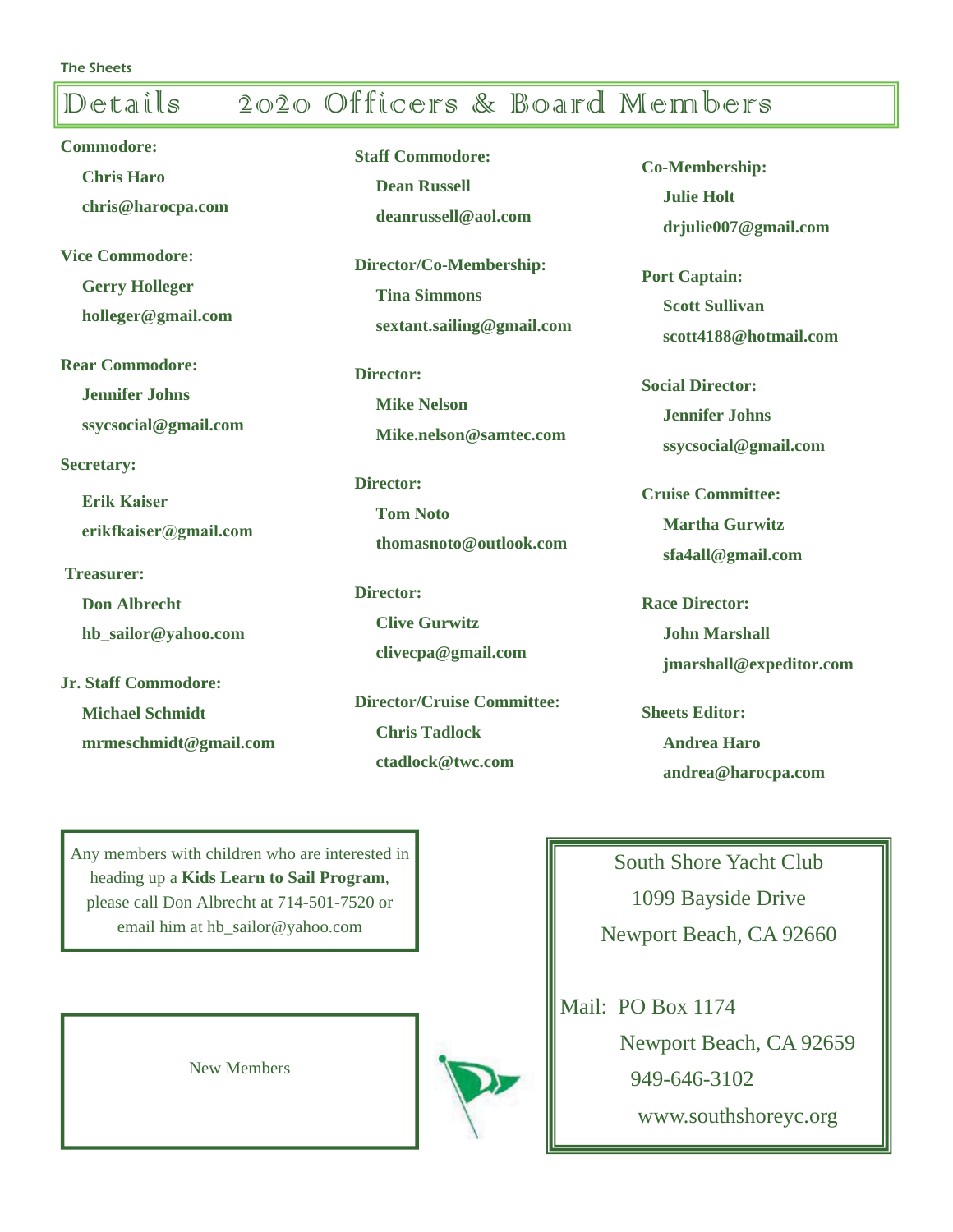## Details 2020 Officers & Board Members

**Commodore:**
**Chris Haro**
**chris@harocpa.com**

**Vice Commodore:**
**Gerry Holleger**
**holleger@gmail.com**

**Rear Commodore:**
**Jennifer Johns**
**ssycsocial@gmail.com**

**Secretary:**
**Erik Kaiser**
**erikfkaiser@gmail.com**

**Treasurer:**
**Don Albrecht**
**hb_sailor@yahoo.com**

**Jr. Staff Commodore:**
**Michael Schmidt**
**mrmeschmidt@gmail.com**

**Staff Commodore:**
**Dean Russell**
**deanrussell@aol.com**

**Director/Co-Membership:**
**Tina Simmons**
**sextant.sailing@gmail.com**

**Director:**
**Mike Nelson**
**Mike.nelson@samtec.com**

**Director:**
**Tom Noto**
**thomasnoto@outlook.com**

**Director:**
**Clive Gurwitz**
**clivecpa@gmail.com**

**Director/Cruise Committee:**
**Chris Tadlock**
**ctadlock@twc.com**

**Co-Membership:**
**Julie Holt**
**drjulie007@gmail.com**

**Port Captain:**
**Scott Sullivan**
**scott4188@hotmail.com**

**Social Director:**
**Jennifer Johns**
**ssycsocial@gmail.com**

**Cruise Committee:**
**Martha Gurwitz**
**sfa4all@gmail.com**

**Race Director:**
**John Marshall**
**jmarshall@expeditor.com**

**Sheets Editor:**
**Andrea Haro**
**andrea@harocpa.com**

Any members with children who are interested in heading up a **Kids Learn to Sail Program**, please call Don Albrecht at 714-501-7520 or email him at hb_sailor@yahoo.com

New Members

South Shore Yacht Club
1099 Bayside Drive
Newport Beach, CA 92660

Mail: PO Box 1174
Newport Beach, CA 92659
949-646-3102
www.southshoreyc.org